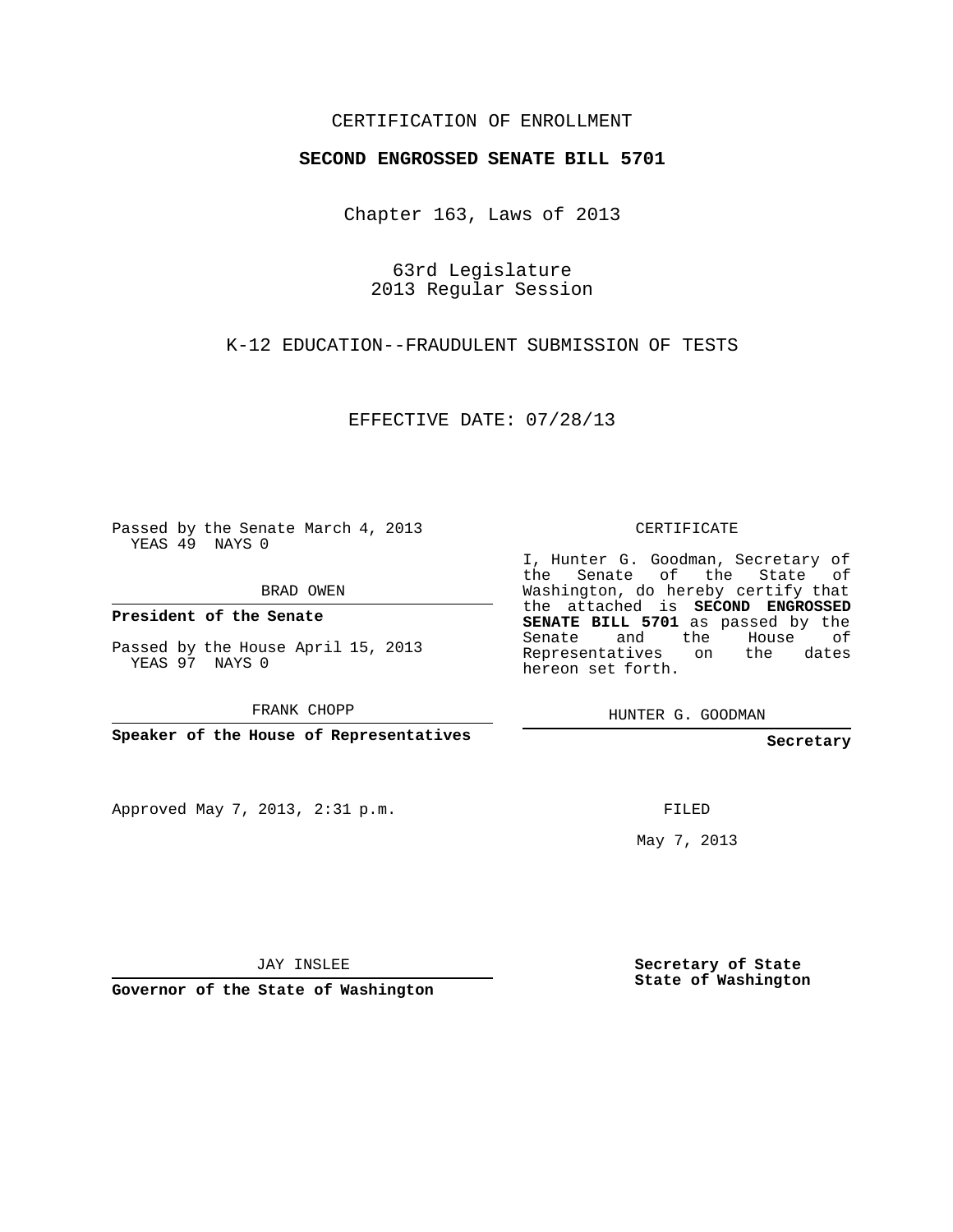CERTIFICATION OF ENROLLMENT

**SECOND ENGROSSED SENATE BILL 5701**

Chapter 163, Laws of 2013

63rd Legislature
2013 Regular Session

K-12 EDUCATION--FRAUDULENT SUBMISSION OF TESTS

EFFECTIVE DATE: 07/28/13

Passed by the Senate March 4, 2013
YEAS 49 NAYS 0

BRAD OWEN

**President of the Senate**

Passed by the House April 15, 2013
YEAS 97 NAYS 0

FRANK CHOPP

**Speaker of the House of Representatives**

Approved May 7, 2013, 2:31 p.m.

JAY INSLEE

**Governor of the State of Washington**

CERTIFICATE

I, Hunter G. Goodman, Secretary of the Senate of the State of Washington, do hereby certify that the attached is **SECOND ENGROSSED SENATE BILL 5701** as passed by the Senate and the House of Representatives on the dates hereon set forth.

HUNTER G. GOODMAN

**Secretary**

FILED

May 7, 2013

**Secretary of State**
**State of Washington**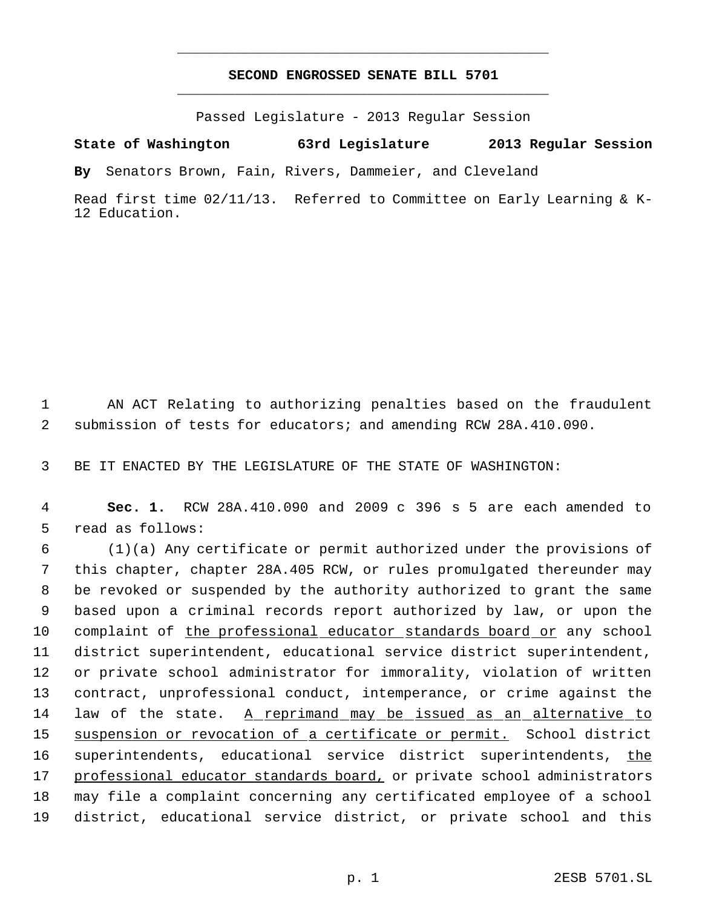**SECOND ENGROSSED SENATE BILL 5701**

Passed Legislature - 2013 Regular Session

**State of Washington 63rd Legislature 2013 Regular Session**

**By** Senators Brown, Fain, Rivers, Dammeier, and Cleveland

Read first time 02/11/13. Referred to Committee on Early Learning & K-12 Education.

AN ACT Relating to authorizing penalties based on the fraudulent submission of tests for educators; and amending RCW 28A.410.090.

BE IT ENACTED BY THE LEGISLATURE OF THE STATE OF WASHINGTON:

**Sec. 1.** RCW 28A.410.090 and 2009 c 396 s 5 are each amended to read as follows:

(1)(a) Any certificate or permit authorized under the provisions of this chapter, chapter 28A.405 RCW, or rules promulgated thereunder may be revoked or suspended by the authority authorized to grant the same based upon a criminal records report authorized by law, or upon the complaint of <u>the professional educator standards board or</u> any school district superintendent, educational service district superintendent, or private school administrator for immorality, violation of written contract, unprofessional conduct, intemperance, or crime against the law of the state. <u>A reprimand may be issued as an alternative to suspension or revocation of a certificate or permit.</u> School district superintendents, educational service district superintendents, <u>the professional educator standards board,</u> or private school administrators may file a complaint concerning any certificated employee of a school district, educational service district, or private school and this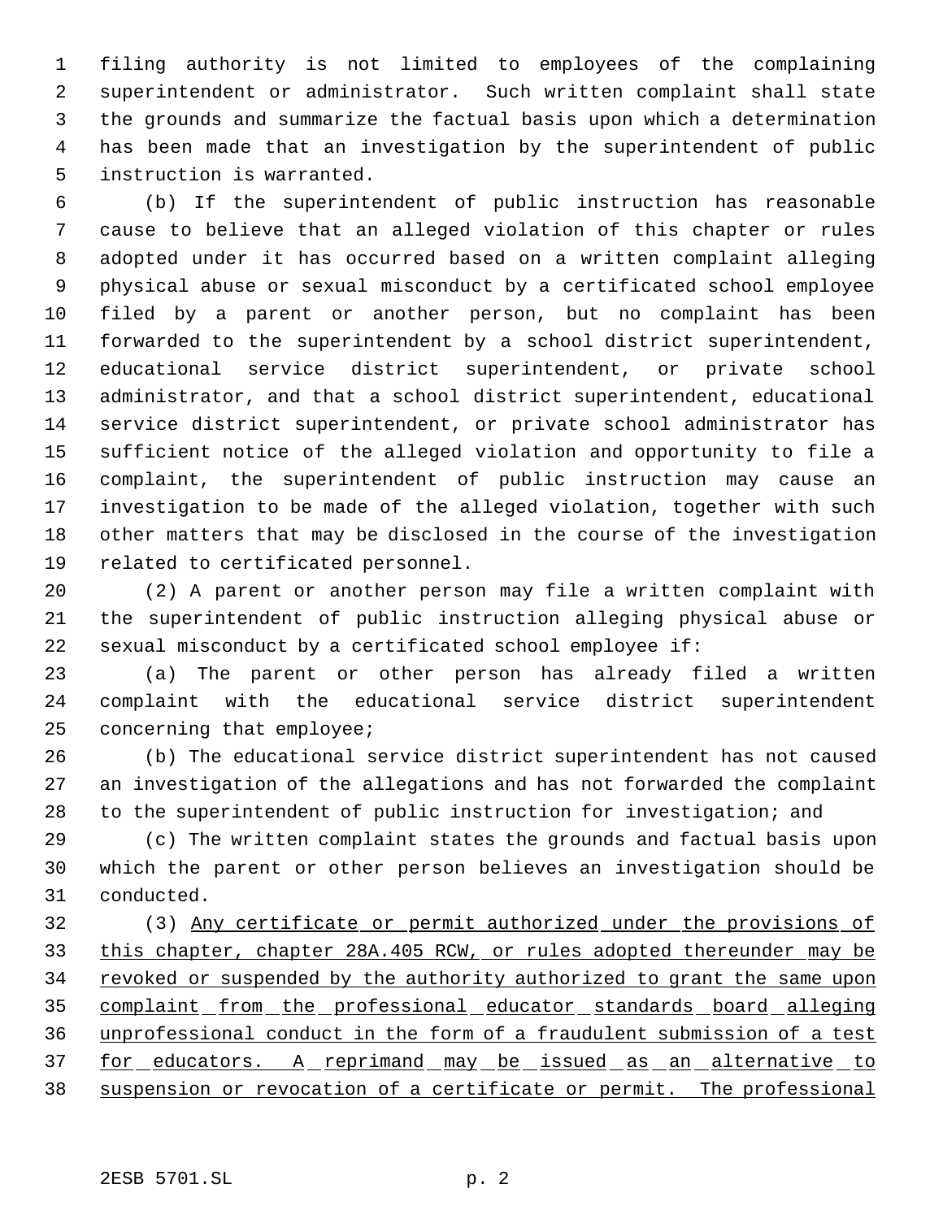filing authority is not limited to employees of the complaining superintendent or administrator. Such written complaint shall state the grounds and summarize the factual basis upon which a determination has been made that an investigation by the superintendent of public instruction is warranted.

(b) If the superintendent of public instruction has reasonable cause to believe that an alleged violation of this chapter or rules adopted under it has occurred based on a written complaint alleging physical abuse or sexual misconduct by a certificated school employee filed by a parent or another person, but no complaint has been forwarded to the superintendent by a school district superintendent, educational service district superintendent, or private school administrator, and that a school district superintendent, educational service district superintendent, or private school administrator has sufficient notice of the alleged violation and opportunity to file a complaint, the superintendent of public instruction may cause an investigation to be made of the alleged violation, together with such other matters that may be disclosed in the course of the investigation related to certificated personnel.

(2) A parent or another person may file a written complaint with the superintendent of public instruction alleging physical abuse or sexual misconduct by a certificated school employee if:

(a) The parent or other person has already filed a written complaint with the educational service district superintendent concerning that employee;

(b) The educational service district superintendent has not caused an investigation of the allegations and has not forwarded the complaint to the superintendent of public instruction for investigation; and

(c) The written complaint states the grounds and factual basis upon which the parent or other person believes an investigation should be conducted.

(3) <u>Any certificate or permit authorized under the provisions of this chapter, chapter 28A.405 RCW, or rules adopted thereunder may be revoked or suspended by the authority authorized to grant the same upon complaint from the professional educator standards board alleging unprofessional conduct in the form of a fraudulent submission of a test for educators. A reprimand may be issued as an alternative to suspension or revocation of a certificate or permit. The professional</u>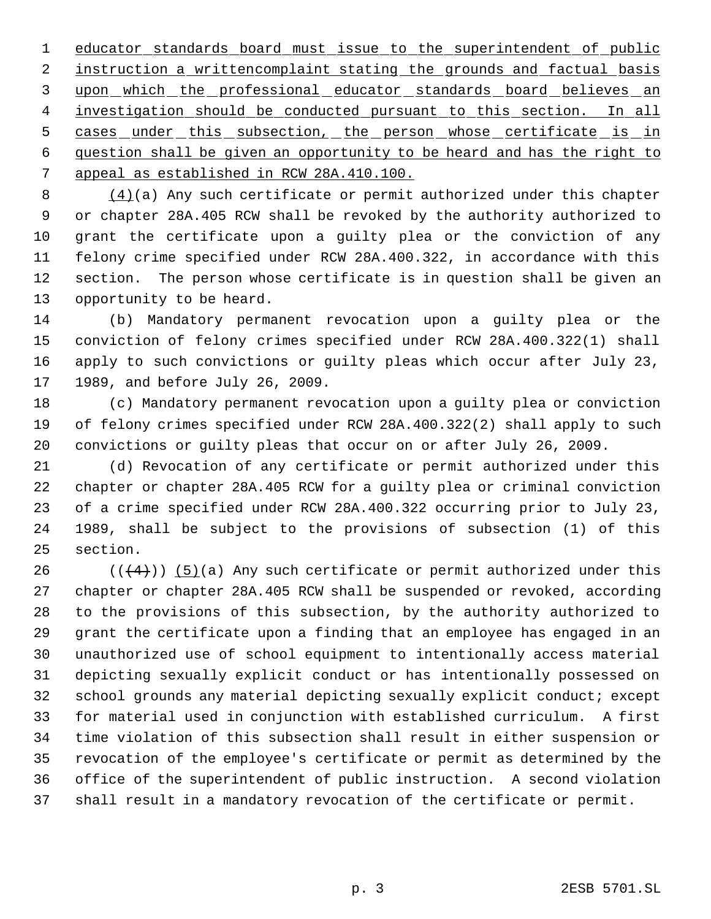educator standards board must issue to the superintendent of public instruction a writtencomplaint stating the grounds and factual basis upon which the professional educator standards board believes an investigation should be conducted pursuant to this section. In all cases under this subsection, the person whose certificate is in question shall be given an opportunity to be heard and has the right to appeal as established in RCW 28A.410.100.

(4)(a) Any such certificate or permit authorized under this chapter or chapter 28A.405 RCW shall be revoked by the authority authorized to grant the certificate upon a guilty plea or the conviction of any felony crime specified under RCW 28A.400.322, in accordance with this section. The person whose certificate is in question shall be given an opportunity to be heard.

(b) Mandatory permanent revocation upon a guilty plea or the conviction of felony crimes specified under RCW 28A.400.322(1) shall apply to such convictions or guilty pleas which occur after July 23, 1989, and before July 26, 2009.

(c) Mandatory permanent revocation upon a guilty plea or conviction of felony crimes specified under RCW 28A.400.322(2) shall apply to such convictions or guilty pleas that occur on or after July 26, 2009.

(d) Revocation of any certificate or permit authorized under this chapter or chapter 28A.405 RCW for a guilty plea or criminal conviction of a crime specified under RCW 28A.400.322 occurring prior to July 23, 1989, shall be subject to the provisions of subsection (1) of this section.

((~~(4)~~)) (5)(a) Any such certificate or permit authorized under this chapter or chapter 28A.405 RCW shall be suspended or revoked, according to the provisions of this subsection, by the authority authorized to grant the certificate upon a finding that an employee has engaged in an unauthorized use of school equipment to intentionally access material depicting sexually explicit conduct or has intentionally possessed on school grounds any material depicting sexually explicit conduct; except for material used in conjunction with established curriculum. A first time violation of this subsection shall result in either suspension or revocation of the employee's certificate or permit as determined by the office of the superintendent of public instruction. A second violation shall result in a mandatory revocation of the certificate or permit.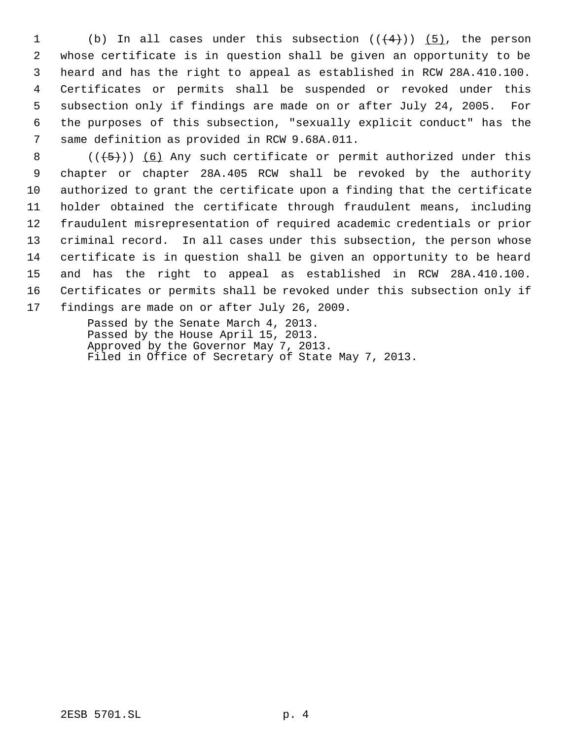(b) In all cases under this subsection ((~~(4)~~)) <u>(5)</u>, the person whose certificate is in question shall be given an opportunity to be heard and has the right to appeal as established in RCW 28A.410.100. Certificates or permits shall be suspended or revoked under this subsection only if findings are made on or after July 24, 2005. For the purposes of this subsection, "sexually explicit conduct" has the same definition as provided in RCW 9.68A.011.

((~~(5)~~)) <u>(6)</u> Any such certificate or permit authorized under this chapter or chapter 28A.405 RCW shall be revoked by the authority authorized to grant the certificate upon a finding that the certificate holder obtained the certificate through fraudulent means, including fraudulent misrepresentation of required academic credentials or prior criminal record. In all cases under this subsection, the person whose certificate is in question shall be given an opportunity to be heard and has the right to appeal as established in RCW 28A.410.100. Certificates or permits shall be revoked under this subsection only if findings are made on or after July 26, 2009.

Passed by the Senate March 4, 2013.
Passed by the House April 15, 2013.
Approved by the Governor May 7, 2013.
Filed in Office of Secretary of State May 7, 2013.